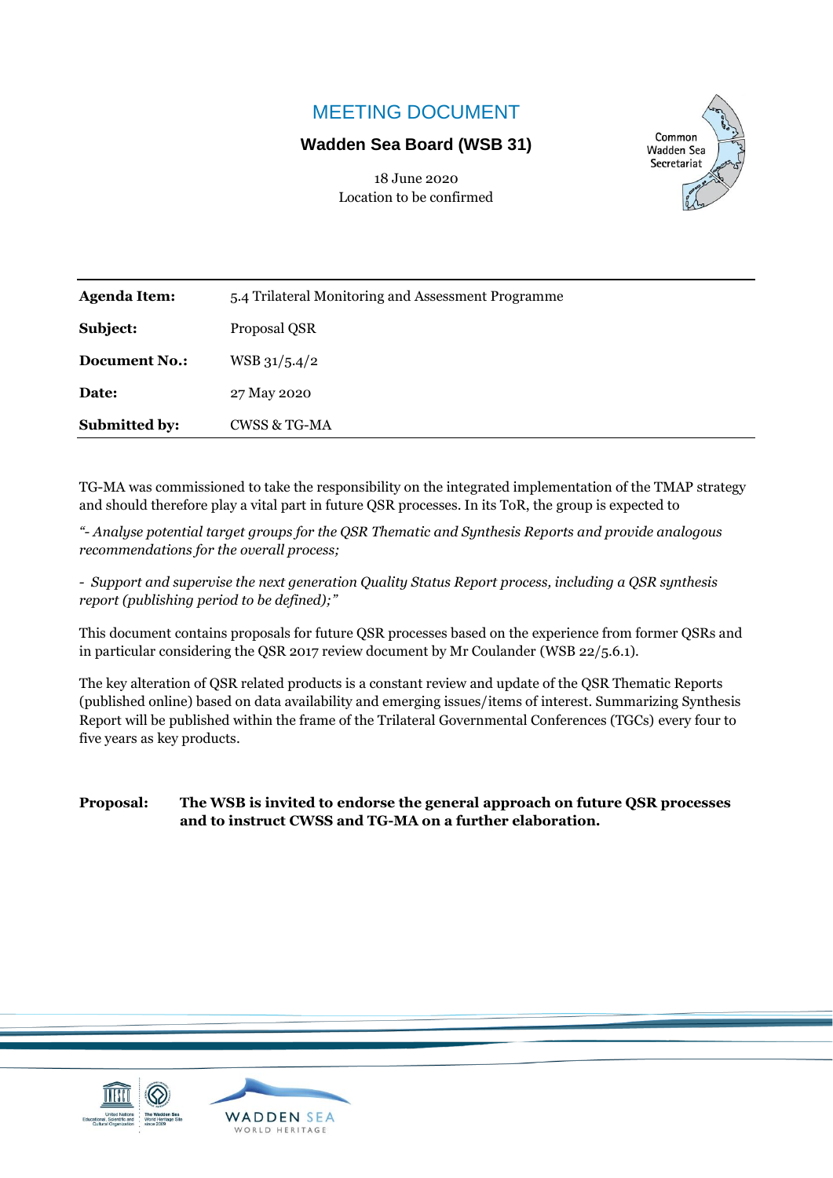# MEETING DOCUMENT

## Wadden Sea Board (WSB 31)

18 June 2020
Location to be confirmed

Common Wadden Sea Secretariat

| | |
|---|---|
| **Agenda Item:** | 5.4 Trilateral Monitoring and Assessment Programme |
| **Subject:** | Proposal QSR |
| **Document No.:** | WSB 31/5.4/2 |
| **Date:** | 27 May 2020 |
| **Submitted by:** | CWSS & TG-MA |

TG-MA was commissioned to take the responsibility on the integrated implementation of the TMAP strategy and should therefore play a vital part in future QSR processes. In its ToR, the group is expected to

*"- Analyse potential target groups for the QSR Thematic and Synthesis Reports and provide analogous recommendations for the overall process;*

*- Support and supervise the next generation Quality Status Report process, including a QSR synthesis report (publishing period to be defined);"*

This document contains proposals for future QSR processes based on the experience from former QSRs and in particular considering the QSR 2017 review document by Mr Coulander (WSB 22/5.6.1).

The key alteration of QSR related products is a constant review and update of the QSR Thematic Reports (published online) based on data availability and emerging issues/items of interest. Summarizing Synthesis Report will be published within the frame of the Trilateral Governmental Conferences (TGCs) every four to five years as key products.

**Proposal: The WSB is invited to endorse the general approach on future QSR processes and to instruct CWSS and TG-MA on a further elaboration.**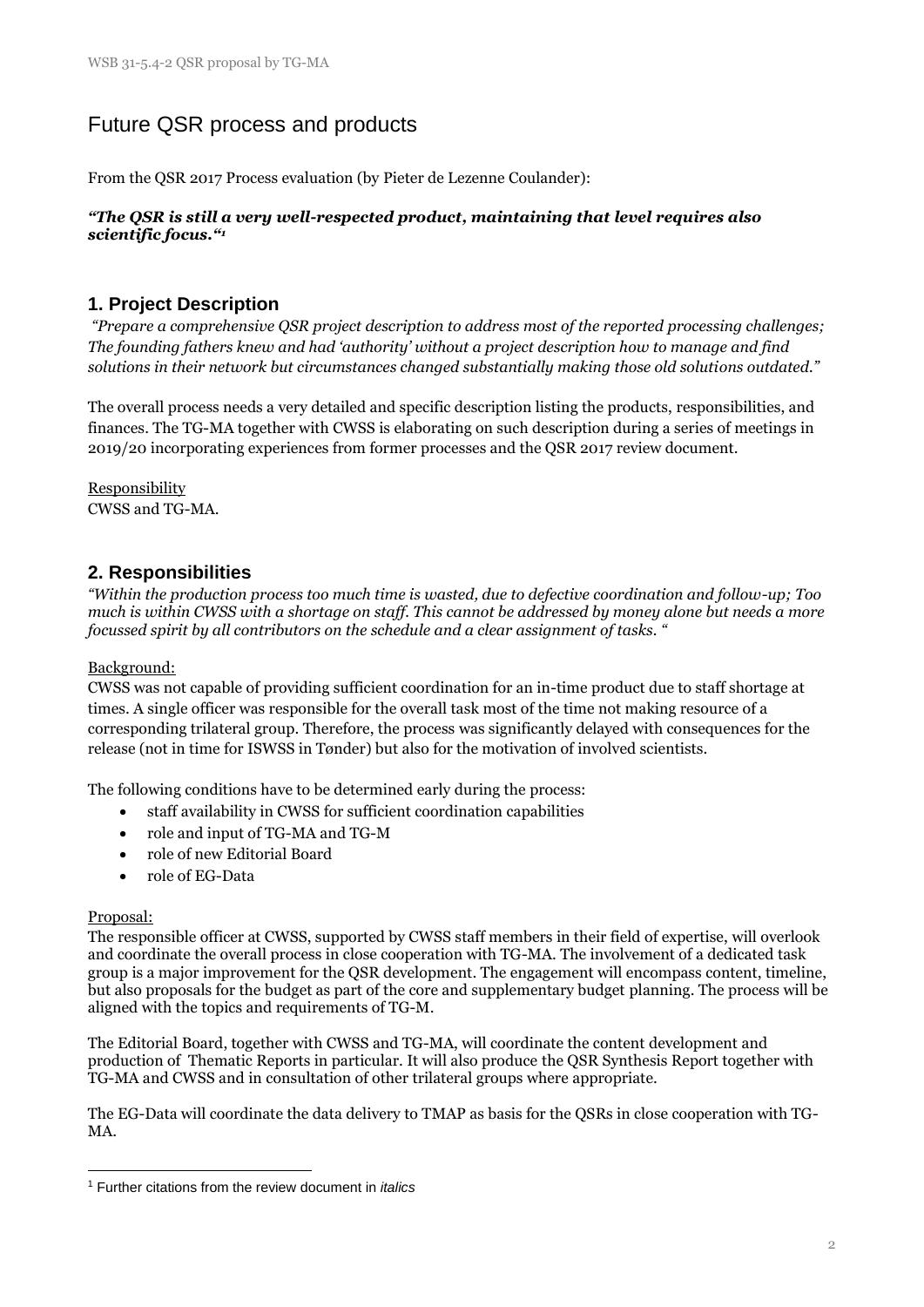# Future QSR process and products

From the QSR 2017 Process evaluation (by Pieter de Lezenne Coulander):

***"The QSR is still a very well-respected product, maintaining that level requires also scientific focus."*** [1]

## 1. Project Description

*"Prepare a comprehensive QSR project description to address most of the reported processing challenges; The founding fathers knew and had 'authority' without a project description how to manage and find solutions in their network but circumstances changed substantially making those old solutions outdated."*

The overall process needs a very detailed and specific description listing the products, responsibilities, and finances. The TG-MA together with CWSS is elaborating on such description during a series of meetings in 2019/20 incorporating experiences from former processes and the QSR 2017 review document.

Responsibility
CWSS and TG-MA.

## 2. Responsibilities

*"Within the production process too much time is wasted, due to defective coordination and follow-up; Too much is within CWSS with a shortage on staff. This cannot be addressed by money alone but needs a more focussed spirit by all contributors on the schedule and a clear assignment of tasks. "*

Background:
CWSS was not capable of providing sufficient coordination for an in-time product due to staff shortage at times. A single officer was responsible for the overall task most of the time not making resource of a corresponding trilateral group. Therefore, the process was significantly delayed with consequences for the release (not in time for ISWSS in Tønder) but also for the motivation of involved scientists.

The following conditions have to be determined early during the process:

- staff availability in CWSS for sufficient coordination capabilities
- role and input of TG-MA and TG-M
- role of new Editorial Board
- role of EG-Data

Proposal:
The responsible officer at CWSS, supported by CWSS staff members in their field of expertise, will overlook and coordinate the overall process in close cooperation with TG-MA. The involvement of a dedicated task group is a major improvement for the QSR development. The engagement will encompass content, timeline, but also proposals for the budget as part of the core and supplementary budget planning. The process will be aligned with the topics and requirements of TG-M.

The Editorial Board, together with CWSS and TG-MA, will coordinate the content development and production of Thematic Reports in particular. It will also produce the QSR Synthesis Report together with TG-MA and CWSS and in consultation of other trilateral groups where appropriate.

The EG-Data will coordinate the data delivery to TMAP as basis for the QSRs in close cooperation with TG-MA.

[1] Further citations from the review document in *italics*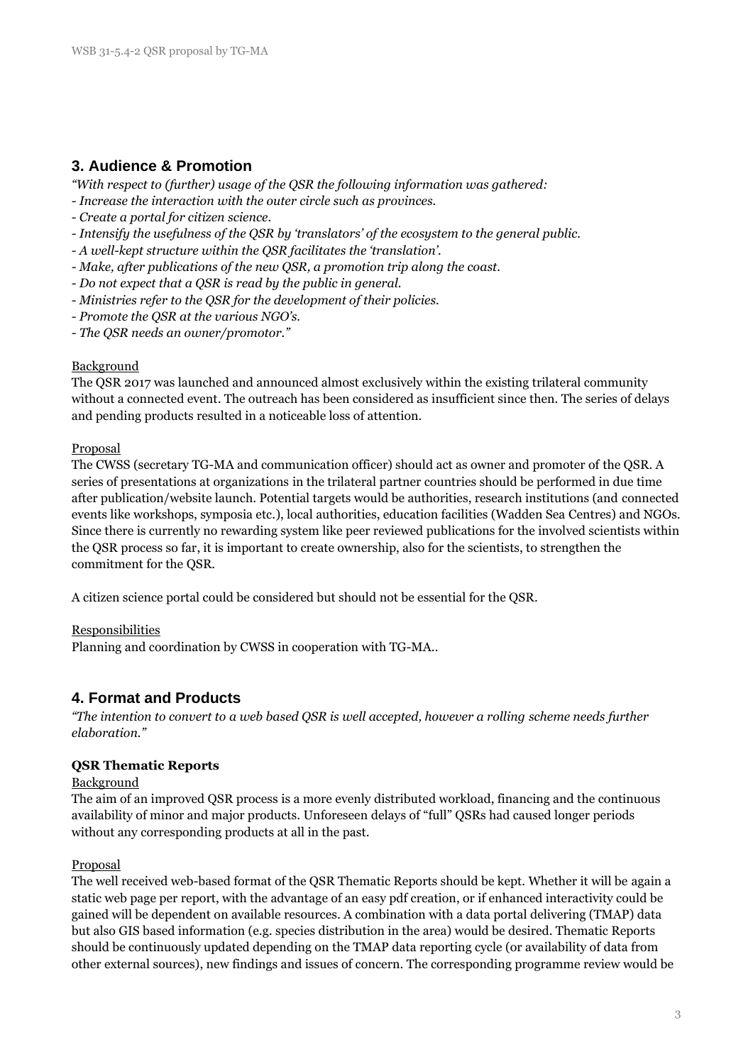## 3. Audience & Promotion

*"With respect to (further) usage of the QSR the following information was gathered:*
*- Increase the interaction with the outer circle such as provinces.*
*- Create a portal for citizen science.*
*- Intensify the usefulness of the QSR by 'translators' of the ecosystem to the general public.*
*- A well-kept structure within the QSR facilitates the 'translation'.*
*- Make, after publications of the new QSR, a promotion trip along the coast.*
*- Do not expect that a QSR is read by the public in general.*
*- Ministries refer to the QSR for the development of their policies.*
*- Promote the QSR at the various NGO's.*
*- The QSR needs an owner/promotor."*

Background

The QSR 2017 was launched and announced almost exclusively within the existing trilateral community without a connected event. The outreach has been considered as insufficient since then. The series of delays and pending products resulted in a noticeable loss of attention.

Proposal

The CWSS (secretary TG-MA and communication officer) should act as owner and promoter of the QSR. A series of presentations at organizations in the trilateral partner countries should be performed in due time after publication/website launch. Potential targets would be authorities, research institutions (and connected events like workshops, symposia etc.), local authorities, education facilities (Wadden Sea Centres) and NGOs. Since there is currently no rewarding system like peer reviewed publications for the involved scientists within the QSR process so far, it is important to create ownership, also for the scientists, to strengthen the commitment for the QSR.

A citizen science portal could be considered but should not be essential for the QSR.

Responsibilities

Planning and coordination by CWSS in cooperation with TG-MA..

## 4. Format and Products

*"The intention to convert to a web based QSR is well accepted, however a rolling scheme needs further elaboration."*

### QSR Thematic Reports

Background

The aim of an improved QSR process is a more evenly distributed workload, financing and the continuous availability of minor and major products. Unforeseen delays of "full" QSRs had caused longer periods without any corresponding products at all in the past.

Proposal

The well received web-based format of the QSR Thematic Reports should be kept. Whether it will be again a static web page per report, with the advantage of an easy pdf creation, or if enhanced interactivity could be gained will be dependent on available resources. A combination with a data portal delivering (TMAP) data but also GIS based information (e.g. species distribution in the area) would be desired. Thematic Reports should be continuously updated depending on the TMAP data reporting cycle (or availability of data from other external sources), new findings and issues of concern. The corresponding programme review would be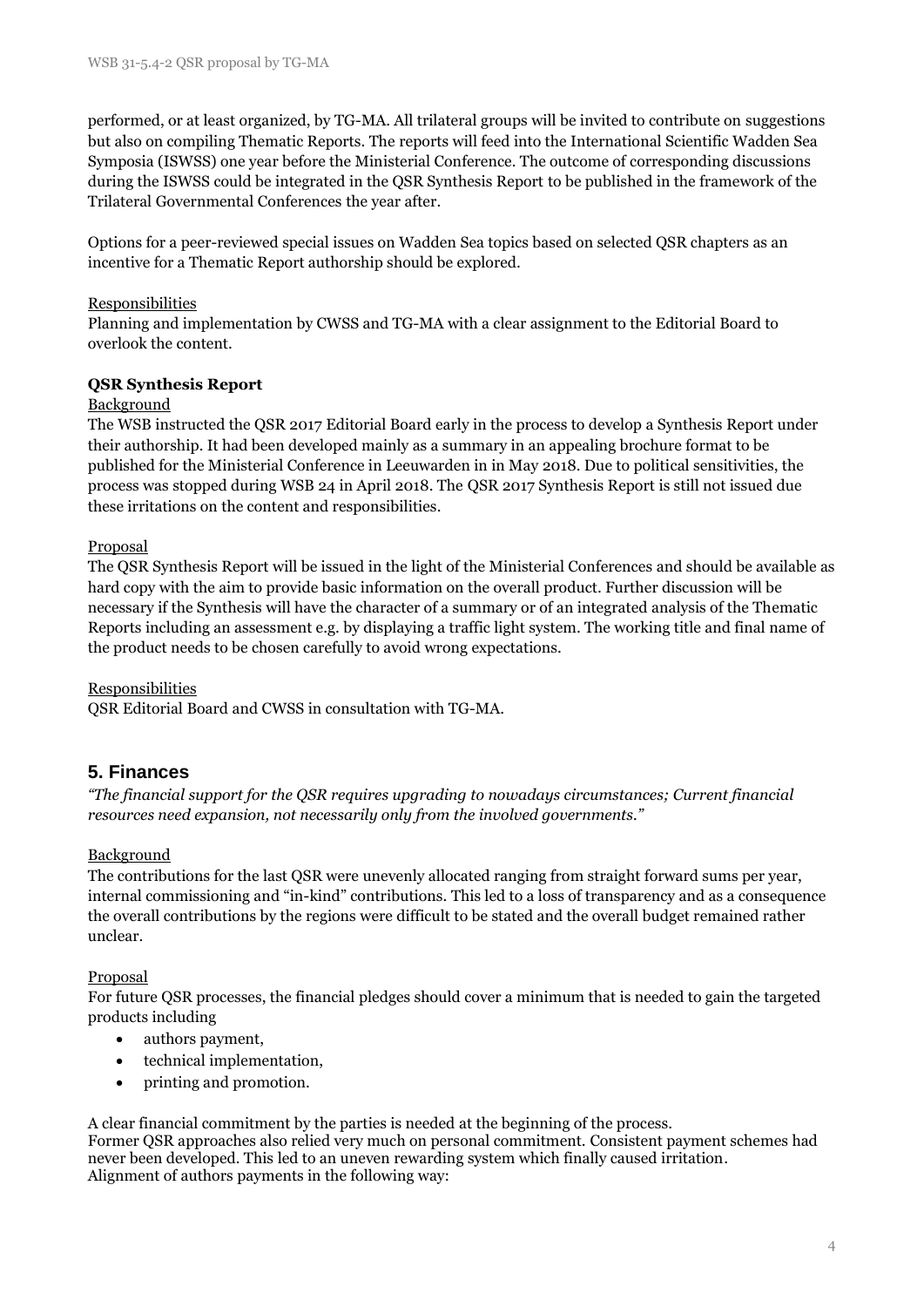performed, or at least organized, by TG-MA. All trilateral groups will be invited to contribute on suggestions but also on compiling Thematic Reports. The reports will feed into the International Scientific Wadden Sea Symposia (ISWSS) one year before the Ministerial Conference. The outcome of corresponding discussions during the ISWSS could be integrated in the QSR Synthesis Report to be published in the framework of the Trilateral Governmental Conferences the year after.

Options for a peer-reviewed special issues on Wadden Sea topics based on selected QSR chapters as an incentive for a Thematic Report authorship should be explored.

Responsibilities

Planning and implementation by CWSS and TG-MA with a clear assignment to the Editorial Board to overlook the content.

**QSR Synthesis Report**

Background

The WSB instructed the QSR 2017 Editorial Board early in the process to develop a Synthesis Report under their authorship. It had been developed mainly as a summary in an appealing brochure format to be published for the Ministerial Conference in Leeuwarden in in May 2018. Due to political sensitivities, the process was stopped during WSB 24 in April 2018. The QSR 2017 Synthesis Report is still not issued due these irritations on the content and responsibilities.

Proposal

The QSR Synthesis Report will be issued in the light of the Ministerial Conferences and should be available as hard copy with the aim to provide basic information on the overall product. Further discussion will be necessary if the Synthesis will have the character of a summary or of an integrated analysis of the Thematic Reports including an assessment e.g. by displaying a traffic light system. The working title and final name of the product needs to be chosen carefully to avoid wrong expectations.

Responsibilities

QSR Editorial Board and CWSS in consultation with TG-MA.

## 5. Finances

*"The financial support for the QSR requires upgrading to nowadays circumstances; Current financial resources need expansion, not necessarily only from the involved governments."*

Background

The contributions for the last QSR were unevenly allocated ranging from straight forward sums per year, internal commissioning and "in-kind" contributions. This led to a loss of transparency and as a consequence the overall contributions by the regions were difficult to be stated and the overall budget remained rather unclear.

Proposal

For future QSR processes, the financial pledges should cover a minimum that is needed to gain the targeted products including

- authors payment,
- technical implementation,
- printing and promotion.

A clear financial commitment by the parties is needed at the beginning of the process.
Former QSR approaches also relied very much on personal commitment. Consistent payment schemes had never been developed. This led to an uneven rewarding system which finally caused irritation.
Alignment of authors payments in the following way: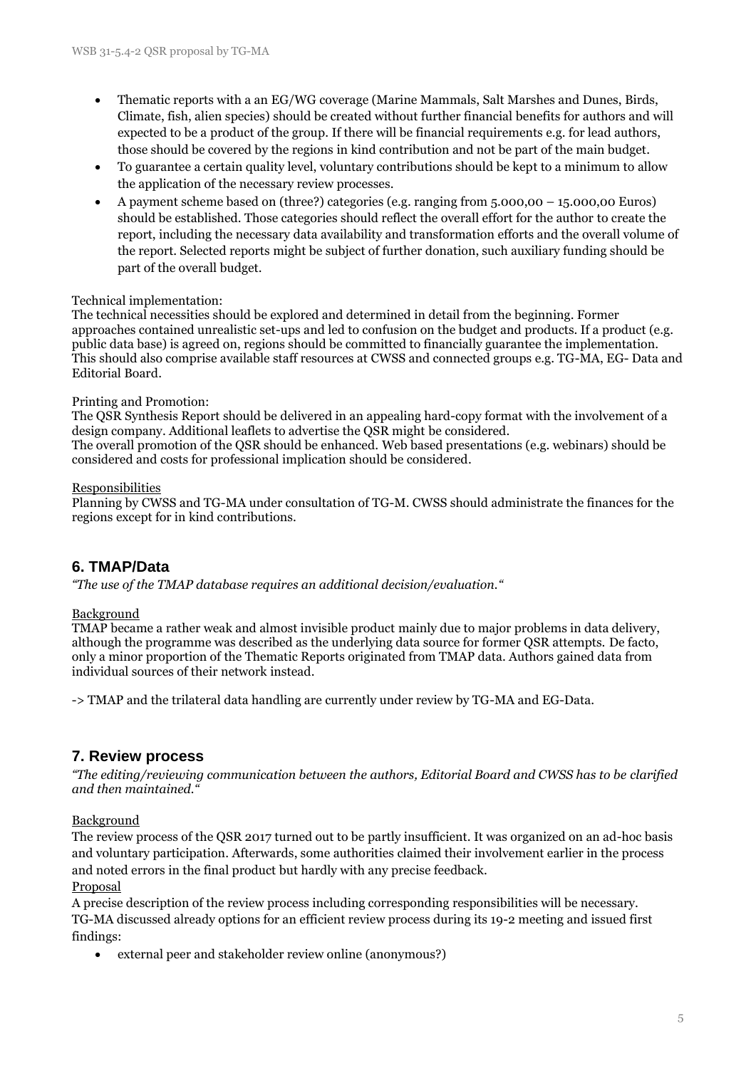- Thematic reports with a an EG/WG coverage (Marine Mammals, Salt Marshes and Dunes, Birds, Climate, fish, alien species) should be created without further financial benefits for authors and will expected to be a product of the group. If there will be financial requirements e.g. for lead authors, those should be covered by the regions in kind contribution and not be part of the main budget.
- To guarantee a certain quality level, voluntary contributions should be kept to a minimum to allow the application of the necessary review processes.
- A payment scheme based on (three?) categories (e.g. ranging from 5.000,00 – 15.000,00 Euros) should be established. Those categories should reflect the overall effort for the author to create the report, including the necessary data availability and transformation efforts and the overall volume of the report. Selected reports might be subject of further donation, such auxiliary funding should be part of the overall budget.

Technical implementation:
The technical necessities should be explored and determined in detail from the beginning. Former approaches contained unrealistic set-ups and led to confusion on the budget and products. If a product (e.g. public data base) is agreed on, regions should be committed to financially guarantee the implementation. This should also comprise available staff resources at CWSS and connected groups e.g. TG-MA, EG- Data and Editorial Board.

Printing and Promotion:
The QSR Synthesis Report should be delivered in an appealing hard-copy format with the involvement of a design company. Additional leaflets to advertise the QSR might be considered.
The overall promotion of the QSR should be enhanced. Web based presentations (e.g. webinars) should be considered and costs for professional implication should be considered.

Responsibilities
Planning by CWSS and TG-MA under consultation of TG-M. CWSS should administrate the finances for the regions except for in kind contributions.

## 6. TMAP/Data

*"The use of the TMAP database requires an additional decision/evaluation."*

Background
TMAP became a rather weak and almost invisible product mainly due to major problems in data delivery, although the programme was described as the underlying data source for former QSR attempts. De facto, only a minor proportion of the Thematic Reports originated from TMAP data. Authors gained data from individual sources of their network instead.

-> TMAP and the trilateral data handling are currently under review by TG-MA and EG-Data.

## 7. Review process

*"The editing/reviewing communication between the authors, Editorial Board and CWSS has to be clarified and then maintained."*

Background
The review process of the QSR 2017 turned out to be partly insufficient. It was organized on an ad-hoc basis and voluntary participation. Afterwards, some authorities claimed their involvement earlier in the process and noted errors in the final product but hardly with any precise feedback.

Proposal
A precise description of the review process including corresponding responsibilities will be necessary. TG-MA discussed already options for an efficient review process during its 19-2 meeting and issued first findings:

- external peer and stakeholder review online (anonymous?)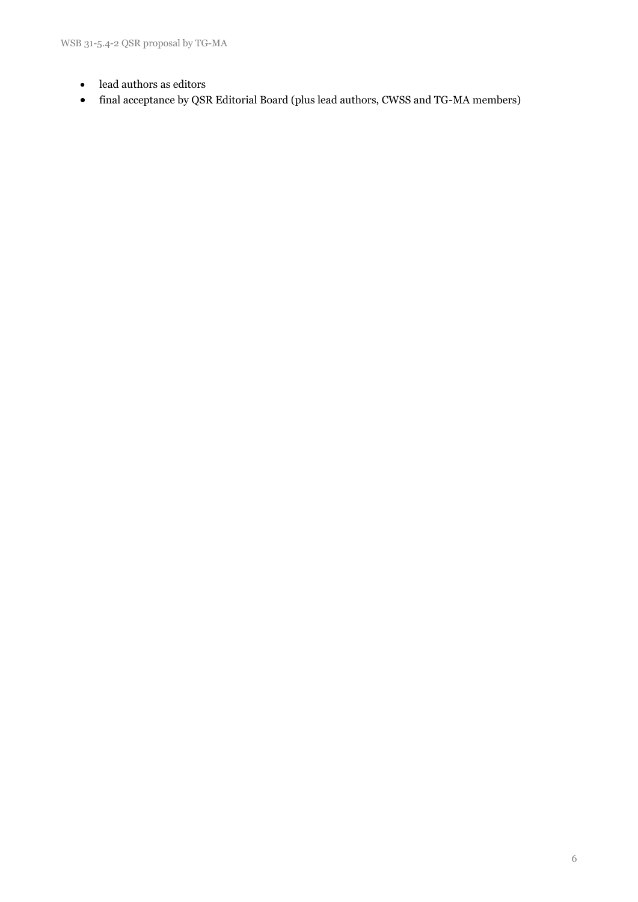- lead authors as editors
- final acceptance by QSR Editorial Board (plus lead authors, CWSS and TG-MA members)